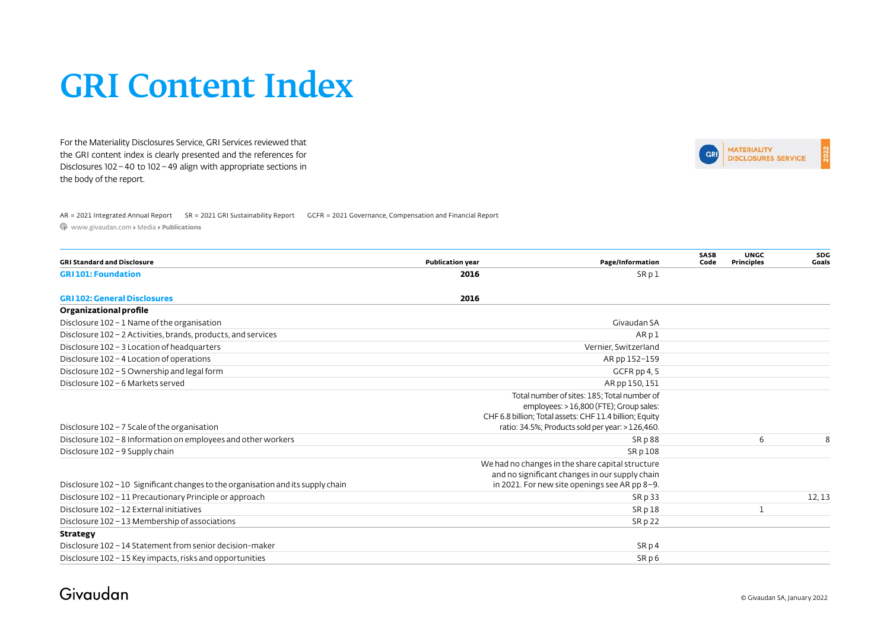# GRI Content Index

For the Materiality Disclosures Service, GRI Services reviewed that the GRI content index is clearly presented and the references for Disclosures 102 – 40 to 102 – 49 align with appropriate sections in the body of the report.

GRI MATERIALITY DISCLOSURES SERVICE 2022

AR = 2021 Integrated Annual Report SR = 2021 GRI Sustainability Report GCFR = 2021 Governance, Compensation and Financial Report

www.givaudan.com ▸ Media ▸ **Publications**

| GRI Standard and Disclosure | Publication year | Page/Information | SASB Code | UNGC Principles | SDG Goals |
|---|---|---|---|---|---|
| **GRI 101: Foundation** | **2016** | SR p 1 | | | |
| **GRI 102: General Disclosures** | **2016** | | | | |
| **Organizational profile** | | | | | |
| Disclosure 102 – 1 Name of the organisation | | Givaudan SA | | | |
| Disclosure 102 – 2 Activities, brands, products, and services | | AR p 1 | | | |
| Disclosure 102 – 3 Location of headquarters | | Vernier, Switzerland | | | |
| Disclosure 102 – 4 Location of operations | | AR pp 152–159 | | | |
| Disclosure 102 – 5 Ownership and legal form | | GCFR pp 4, 5 | | | |
| Disclosure 102 – 6 Markets served | | AR pp 150, 151 | | | |
| Disclosure 102 – 7 Scale of the organisation | | Total number of sites: 185; Total number of employees: > 16,800 (FTE); Group sales: CHF 6.8 billion; Total assets: CHF 11.4 billion; Equity ratio: 34.5%; Products sold per year: > 126,460. | | | |
| Disclosure 102 – 8 Information on employees and other workers | | SR p 88 | | 6 | 8 |
| Disclosure 102 – 9 Supply chain | | SR p 108 | | | |
| Disclosure 102 – 10 Significant changes to the organisation and its supply chain | | We had no changes in the share capital structure and no significant changes in our supply chain in 2021. For new site openings see AR pp 8–9. | | | |
| Disclosure 102 – 11 Precautionary Principle or approach | | SR p 33 | | | 12, 13 |
| Disclosure 102 – 12 External initiatives | | SR p 18 | | 1 | |
| Disclosure 102 – 13 Membership of associations | | SR p 22 | | | |
| **Strategy** | | | | | |
| Disclosure 102 – 14 Statement from senior decision-maker | | SR p 4 | | | |
| Disclosure 102 – 15 Key impacts, risks and opportunities | | SR p 6 | | | |

Givaudan

© Givaudan SA, January 2022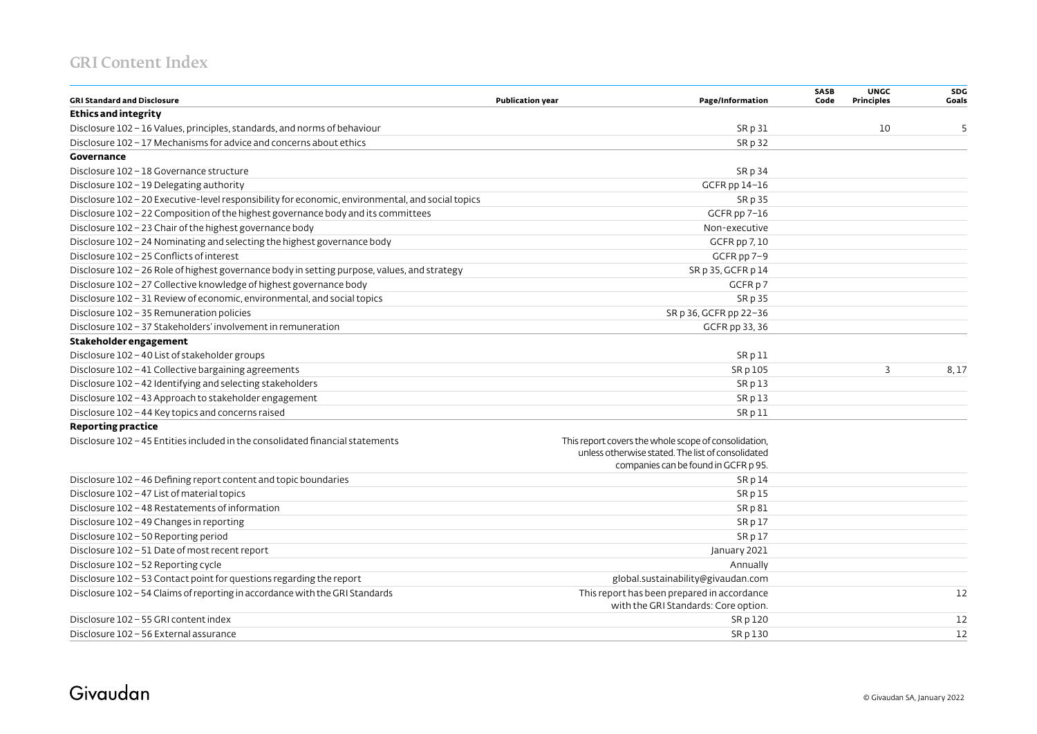# GRI Content Index

| GRI Standard and Disclosure | Publication year | Page/Information | SASB Code | UNGC Principles | SDG Goals |
|---|---|---|---|---|---|
| **Ethics and integrity** | | | | | |
| Disclosure 102 – 16 Values, principles, standards, and norms of behaviour | | SR p 31 | | 10 | 5 |
| Disclosure 102 – 17 Mechanisms for advice and concerns about ethics | | SR p 32 | | | |
| **Governance** | | | | | |
| Disclosure 102 – 18 Governance structure | | SR p 34 | | | |
| Disclosure 102 – 19 Delegating authority | | GCFR pp 14–16 | | | |
| Disclosure 102 – 20 Executive-level responsibility for economic, environmental, and social topics | | SR p 35 | | | |
| Disclosure 102 – 22 Composition of the highest governance body and its committees | | GCFR pp 7–16 | | | |
| Disclosure 102 – 23 Chair of the highest governance body | | Non-executive | | | |
| Disclosure 102 – 24 Nominating and selecting the highest governance body | | GCFR pp 7, 10 | | | |
| Disclosure 102 – 25 Conflicts of interest | | GCFR pp 7–9 | | | |
| Disclosure 102 – 26 Role of highest governance body in setting purpose, values, and strategy | | SR p 35, GCFR p 14 | | | |
| Disclosure 102 – 27 Collective knowledge of highest governance body | | GCFR p 7 | | | |
| Disclosure 102 – 31 Review of economic, environmental, and social topics | | SR p 35 | | | |
| Disclosure 102 – 35 Remuneration policies | | SR p 36, GCFR pp 22–36 | | | |
| Disclosure 102 – 37 Stakeholders' involvement in remuneration | | GCFR pp 33, 36 | | | |
| **Stakeholder engagement** | | | | | |
| Disclosure 102 – 40 List of stakeholder groups | | SR p 11 | | | |
| Disclosure 102 – 41 Collective bargaining agreements | | SR p 105 | | 3 | 8, 17 |
| Disclosure 102 – 42 Identifying and selecting stakeholders | | SR p 13 | | | |
| Disclosure 102 – 43 Approach to stakeholder engagement | | SR p 13 | | | |
| Disclosure 102 – 44 Key topics and concerns raised | | SR p 11 | | | |
| **Reporting practice** | | | | | |
| Disclosure 102 – 45 Entities included in the consolidated financial statements | | This report covers the whole scope of consolidation, unless otherwise stated. The list of consolidated companies can be found in GCFR p 95. | | | |
| Disclosure 102 – 46 Defining report content and topic boundaries | | SR p 14 | | | |
| Disclosure 102 – 47 List of material topics | | SR p 15 | | | |
| Disclosure 102 – 48 Restatements of information | | SR p 81 | | | |
| Disclosure 102 – 49 Changes in reporting | | SR p 17 | | | |
| Disclosure 102 – 50 Reporting period | | SR p 17 | | | |
| Disclosure 102 – 51 Date of most recent report | | January 2021 | | | |
| Disclosure 102 – 52 Reporting cycle | | Annually | | | |
| Disclosure 102 – 53 Contact point for questions regarding the report | | global.sustainability@givaudan.com | | | |
| Disclosure 102 – 54 Claims of reporting in accordance with the GRI Standards | | This report has been prepared in accordance with the GRI Standards: Core option. | | | 12 |
| Disclosure 102 – 55 GRI content index | | SR p 120 | | | 12 |
| Disclosure 102 – 56 External assurance | | SR p 130 | | | 12 |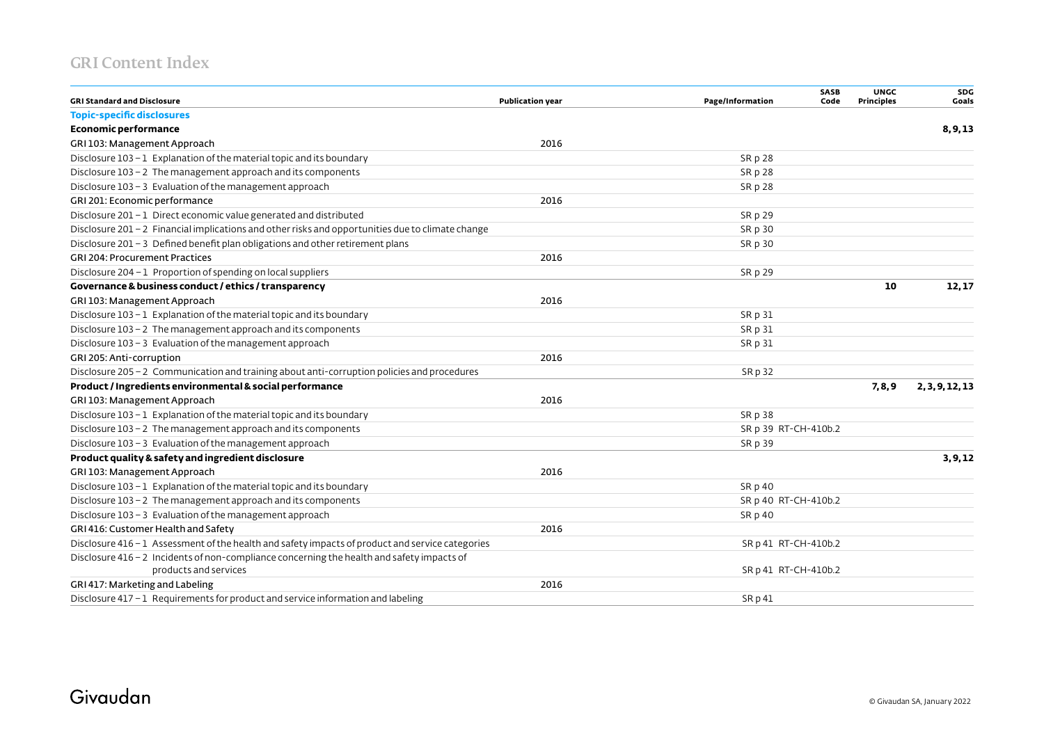## GRI Content Index

| GRI Standard and Disclosure | Publication year | Page/Information | SASB Code | UNGC Principles | SDG Goals |
|---|---|---|---|---|---|
| **Topic-specific disclosures** | | | | | |
| **Economic performance** | | | | | **8, 9, 13** |
| GRI 103: Management Approach | 2016 | | | | |
| Disclosure 103 – 1 Explanation of the material topic and its boundary | | SR p 28 | | | |
| Disclosure 103 – 2 The management approach and its components | | SR p 28 | | | |
| Disclosure 103 – 3 Evaluation of the management approach | | SR p 28 | | | |
| GRI 201: Economic performance | 2016 | | | | |
| Disclosure 201 – 1 Direct economic value generated and distributed | | SR p 29 | | | |
| Disclosure 201 – 2 Financial implications and other risks and opportunities due to climate change | | SR p 30 | | | |
| Disclosure 201 – 3 Defined benefit plan obligations and other retirement plans | | SR p 30 | | | |
| GRI 204: Procurement Practices | 2016 | | | | |
| Disclosure 204 – 1 Proportion of spending on local suppliers | | SR p 29 | | | |
| **Governance & business conduct / ethics / transparency** | | | | **10** | **12, 17** |
| GRI 103: Management Approach | 2016 | | | | |
| Disclosure 103 – 1 Explanation of the material topic and its boundary | | SR p 31 | | | |
| Disclosure 103 – 2 The management approach and its components | | SR p 31 | | | |
| Disclosure 103 – 3 Evaluation of the management approach | | SR p 31 | | | |
| GRI 205: Anti-corruption | 2016 | | | | |
| Disclosure 205 – 2 Communication and training about anti-corruption policies and procedures | | SR p 32 | | | |
| **Product / Ingredients environmental & social performance** | | | | **7, 8, 9** | **2, 3, 9, 12, 13** |
| GRI 103: Management Approach | 2016 | | | | |
| Disclosure 103 – 1 Explanation of the material topic and its boundary | | SR p 38 | | | |
| Disclosure 103 – 2 The management approach and its components | | SR p 39 | RT-CH-410b.2 | | |
| Disclosure 103 – 3 Evaluation of the management approach | | SR p 39 | | | |
| **Product quality & safety and ingredient disclosure** | | | | | **3, 9, 12** |
| GRI 103: Management Approach | 2016 | | | | |
| Disclosure 103 – 1 Explanation of the material topic and its boundary | | SR p 40 | | | |
| Disclosure 103 – 2 The management approach and its components | | SR p 40 | RT-CH-410b.2 | | |
| Disclosure 103 – 3 Evaluation of the management approach | | SR p 40 | | | |
| GRI 416: Customer Health and Safety | 2016 | | | | |
| Disclosure 416 – 1 Assessment of the health and safety impacts of product and service categories | | SR p 41 | RT-CH-410b.2 | | |
| Disclosure 416 – 2 Incidents of non-compliance concerning the health and safety impacts of products and services | | SR p 41 | RT-CH-410b.2 | | |
| GRI 417: Marketing and Labeling | 2016 | | | | |
| Disclosure 417 – 1 Requirements for product and service information and labeling | | SR p 41 | | | |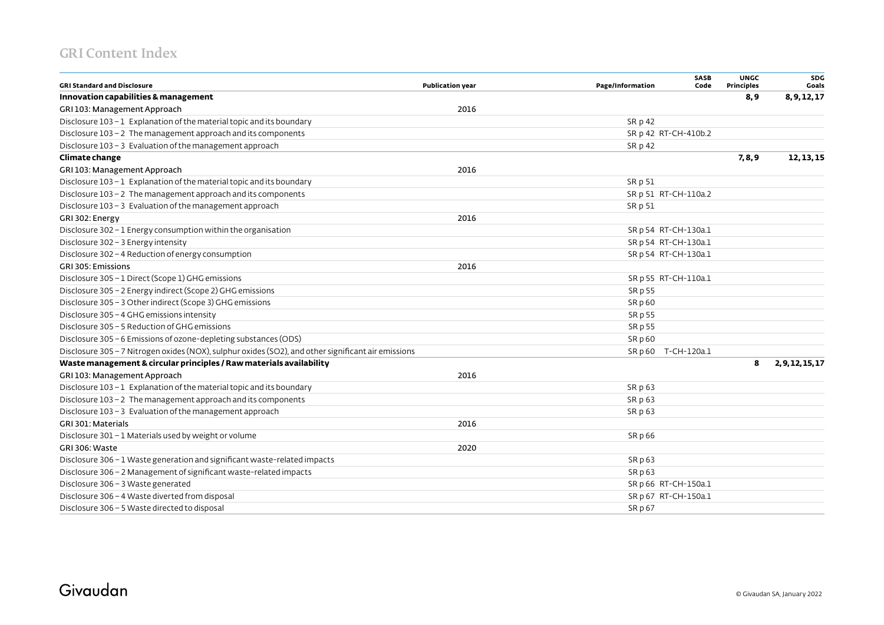## GRI Content Index

| GRI Standard and Disclosure | Publication year | Page/Information | SASB Code | UNGC Principles | SDG Goals |
|---|---|---|---|---|---|
| **Innovation capabilities & management** | | | | **8, 9** | **8, 9, 12, 17** |
| GRI 103: Management Approach | 2016 | | | | |
| Disclosure 103 – 1 Explanation of the material topic and its boundary | | SR p 42 | | | |
| Disclosure 103 – 2 The management approach and its components | | SR p 42 | RT-CH-410b.2 | | |
| Disclosure 103 – 3 Evaluation of the management approach | | SR p 42 | | | |
| **Climate change** | | | | **7, 8, 9** | **12, 13, 15** |
| GRI 103: Management Approach | 2016 | | | | |
| Disclosure 103 – 1 Explanation of the material topic and its boundary | | SR p 51 | | | |
| Disclosure 103 – 2 The management approach and its components | | SR p 51 | RT-CH-110a.2 | | |
| Disclosure 103 – 3 Evaluation of the management approach | | SR p 51 | | | |
| GRI 302: Energy | 2016 | | | | |
| Disclosure 302 – 1 Energy consumption within the organisation | | SR p 54 | RT-CH-130a.1 | | |
| Disclosure 302 – 3 Energy intensity | | SR p 54 | RT-CH-130a.1 | | |
| Disclosure 302 – 4 Reduction of energy consumption | | SR p 54 | RT-CH-130a.1 | | |
| GRI 305: Emissions | 2016 | | | | |
| Disclosure 305 – 1 Direct (Scope 1) GHG emissions | | SR p 55 | RT-CH-110a.1 | | |
| Disclosure 305 – 2 Energy indirect (Scope 2) GHG emissions | | SR p 55 | | | |
| Disclosure 305 – 3 Other indirect (Scope 3) GHG emissions | | SR p 60 | | | |
| Disclosure 305 – 4 GHG emissions intensity | | SR p 55 | | | |
| Disclosure 305 – 5 Reduction of GHG emissions | | SR p 55 | | | |
| Disclosure 305 – 6 Emissions of ozone-depleting substances (ODS) | | SR p 60 | | | |
| Disclosure 305 – 7 Nitrogen oxides (NOX), sulphur oxides (SO2), and other significant air emissions | | SR p 60 | T-CH-120a.1 | | |
| **Waste management & circular principles / Raw materials availability** | | | | **8** | **2, 9, 12, 15, 17** |
| GRI 103: Management Approach | 2016 | | | | |
| Disclosure 103 – 1 Explanation of the material topic and its boundary | | SR p 63 | | | |
| Disclosure 103 – 2 The management approach and its components | | SR p 63 | | | |
| Disclosure 103 – 3 Evaluation of the management approach | | SR p 63 | | | |
| GRI 301: Materials | 2016 | | | | |
| Disclosure 301 – 1 Materials used by weight or volume | | SR p 66 | | | |
| GRI 306: Waste | 2020 | | | | |
| Disclosure 306 – 1 Waste generation and significant waste-related impacts | | SR p 63 | | | |
| Disclosure 306 – 2 Management of significant waste-related impacts | | SR p 63 | | | |
| Disclosure 306 – 3 Waste generated | | SR p 66 | RT-CH-150a.1 | | |
| Disclosure 306 – 4 Waste diverted from disposal | | SR p 67 | RT-CH-150a.1 | | |
| Disclosure 306 – 5 Waste directed to disposal | | SR p 67 | | | |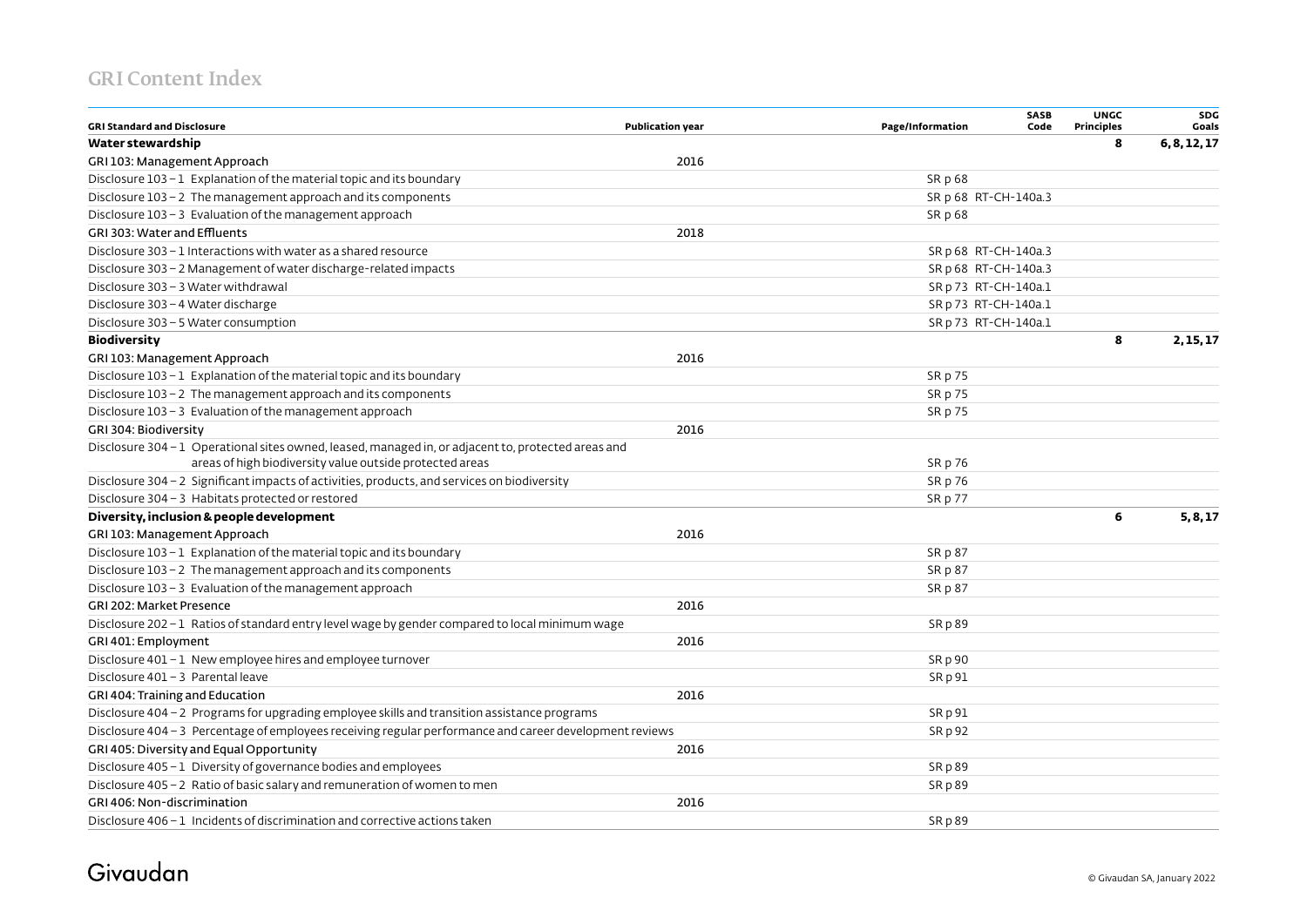## GRI Content Index

| GRI Standard and Disclosure | Publication year | Page/Information | SASB Code | UNGC Principles | SDG Goals |
|---|---|---|---|---|---|
| **Water stewardship** | | | | **8** | **6, 8, 12, 17** |
| GRI 103: Management Approach | 2016 | | | | |
| Disclosure 103 – 1 Explanation of the material topic and its boundary | | SR p 68 | | | |
| Disclosure 103 – 2 The management approach and its components | | SR p 68 | RT-CH-140a.3 | | |
| Disclosure 103 – 3 Evaluation of the management approach | | SR p 68 | | | |
| GRI 303: Water and Effluents | 2018 | | | | |
| Disclosure 303 – 1 Interactions with water as a shared resource | | SR p 68 | RT-CH-140a.3 | | |
| Disclosure 303 – 2 Management of water discharge-related impacts | | SR p 68 | RT-CH-140a.3 | | |
| Disclosure 303 – 3 Water withdrawal | | SR p 73 | RT-CH-140a.1 | | |
| Disclosure 303 – 4 Water discharge | | SR p 73 | RT-CH-140a.1 | | |
| Disclosure 303 – 5 Water consumption | | SR p 73 | RT-CH-140a.1 | | |
| **Biodiversity** | | | | **8** | **2, 15, 17** |
| GRI 103: Management Approach | 2016 | | | | |
| Disclosure 103 – 1 Explanation of the material topic and its boundary | | SR p 75 | | | |
| Disclosure 103 – 2 The management approach and its components | | SR p 75 | | | |
| Disclosure 103 – 3 Evaluation of the management approach | | SR p 75 | | | |
| GRI 304: Biodiversity | 2016 | | | | |
| Disclosure 304 – 1 Operational sites owned, leased, managed in, or adjacent to, protected areas and areas of high biodiversity value outside protected areas | | SR p 76 | | | |
| Disclosure 304 – 2 Significant impacts of activities, products, and services on biodiversity | | SR p 76 | | | |
| Disclosure 304 – 3 Habitats protected or restored | | SR p 77 | | | |
| **Diversity, inclusion & people development** | | | | **6** | **5, 8, 17** |
| GRI 103: Management Approach | 2016 | | | | |
| Disclosure 103 – 1 Explanation of the material topic and its boundary | | SR p 87 | | | |
| Disclosure 103 – 2 The management approach and its components | | SR p 87 | | | |
| Disclosure 103 – 3 Evaluation of the management approach | | SR p 87 | | | |
| GRI 202: Market Presence | 2016 | | | | |
| Disclosure 202 – 1 Ratios of standard entry level wage by gender compared to local minimum wage | | SR p 89 | | | |
| GRI 401: Employment | 2016 | | | | |
| Disclosure 401 – 1 New employee hires and employee turnover | | SR p 90 | | | |
| Disclosure 401 – 3 Parental leave | | SR p 91 | | | |
| GRI 404: Training and Education | 2016 | | | | |
| Disclosure 404 – 2 Programs for upgrading employee skills and transition assistance programs | | SR p 91 | | | |
| Disclosure 404 – 3 Percentage of employees receiving regular performance and career development reviews | | SR p 92 | | | |
| GRI 405: Diversity and Equal Opportunity | 2016 | | | | |
| Disclosure 405 – 1 Diversity of governance bodies and employees | | SR p 89 | | | |
| Disclosure 405 – 2 Ratio of basic salary and remuneration of women to men | | SR p 89 | | | |
| GRI 406: Non-discrimination | 2016 | | | | |
| Disclosure 406 – 1 Incidents of discrimination and corrective actions taken | | SR p 89 | | | |

Givaudan

© Givaudan SA, January 2022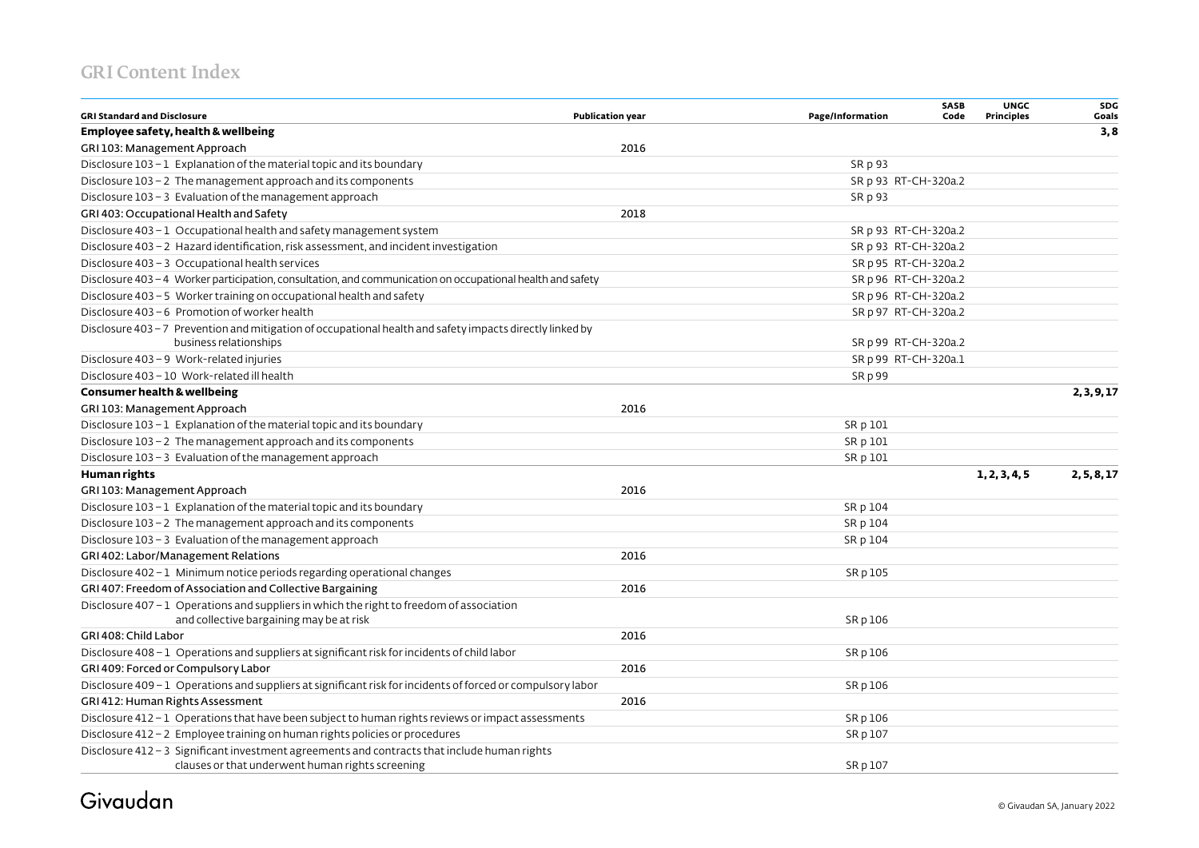## GRI Content Index

| GRI Standard and Disclosure | Publication year | Page/Information | SASB Code | UNGC Principles | SDG Goals |
|---|---|---|---|---|---|
| **Employee safety, health & wellbeing** | | | | | **3, 8** |
| GRI 103: Management Approach | 2016 | | | | |
| Disclosure 103 – 1 Explanation of the material topic and its boundary | | SR p 93 | | | |
| Disclosure 103 – 2 The management approach and its components | | SR p 93 | RT-CH-320a.2 | | |
| Disclosure 103 – 3 Evaluation of the management approach | | SR p 93 | | | |
| GRI 403: Occupational Health and Safety | 2018 | | | | |
| Disclosure 403 – 1 Occupational health and safety management system | | SR p 93 | RT-CH-320a.2 | | |
| Disclosure 403 – 2 Hazard identification, risk assessment, and incident investigation | | SR p 93 | RT-CH-320a.2 | | |
| Disclosure 403 – 3 Occupational health services | | SR p 95 | RT-CH-320a.2 | | |
| Disclosure 403 – 4 Worker participation, consultation, and communication on occupational health and safety | | SR p 96 | RT-CH-320a.2 | | |
| Disclosure 403 – 5 Worker training on occupational health and safety | | SR p 96 | RT-CH-320a.2 | | |
| Disclosure 403 – 6 Promotion of worker health | | SR p 97 | RT-CH-320a.2 | | |
| Disclosure 403 – 7 Prevention and mitigation of occupational health and safety impacts directly linked by business relationships | | SR p 99 | RT-CH-320a.2 | | |
| Disclosure 403 – 9 Work-related injuries | | SR p 99 | RT-CH-320a.1 | | |
| Disclosure 403 – 10 Work-related ill health | | SR p 99 | | | |
| **Consumer health & wellbeing** | | | | | **2, 3, 9, 17** |
| GRI 103: Management Approach | 2016 | | | | |
| Disclosure 103 – 1 Explanation of the material topic and its boundary | | SR p 101 | | | |
| Disclosure 103 – 2 The management approach and its components | | SR p 101 | | | |
| Disclosure 103 – 3 Evaluation of the management approach | | SR p 101 | | | |
| **Human rights** | | | | **1, 2, 3, 4, 5** | **2, 5, 8, 17** |
| GRI 103: Management Approach | 2016 | | | | |
| Disclosure 103 – 1 Explanation of the material topic and its boundary | | SR p 104 | | | |
| Disclosure 103 – 2 The management approach and its components | | SR p 104 | | | |
| Disclosure 103 – 3 Evaluation of the management approach | | SR p 104 | | | |
| GRI 402: Labor/Management Relations | 2016 | | | | |
| Disclosure 402 – 1 Minimum notice periods regarding operational changes | | SR p 105 | | | |
| GRI 407: Freedom of Association and Collective Bargaining | 2016 | | | | |
| Disclosure 407 – 1 Operations and suppliers in which the right to freedom of association and collective bargaining may be at risk | | SR p 106 | | | |
| GRI 408: Child Labor | 2016 | | | | |
| Disclosure 408 – 1 Operations and suppliers at significant risk for incidents of child labor | | SR p 106 | | | |
| GRI 409: Forced or Compulsory Labor | 2016 | | | | |
| Disclosure 409 – 1 Operations and suppliers at significant risk for incidents of forced or compulsory labor | | SR p 106 | | | |
| GRI 412: Human Rights Assessment | 2016 | | | | |
| Disclosure 412 – 1 Operations that have been subject to human rights reviews or impact assessments | | SR p 106 | | | |
| Disclosure 412 – 2 Employee training on human rights policies or procedures | | SR p 107 | | | |
| Disclosure 412 – 3 Significant investment agreements and contracts that include human rights clauses or that underwent human rights screening | | SR p 107 | | | |

Givaudan

© Givaudan SA, January 2022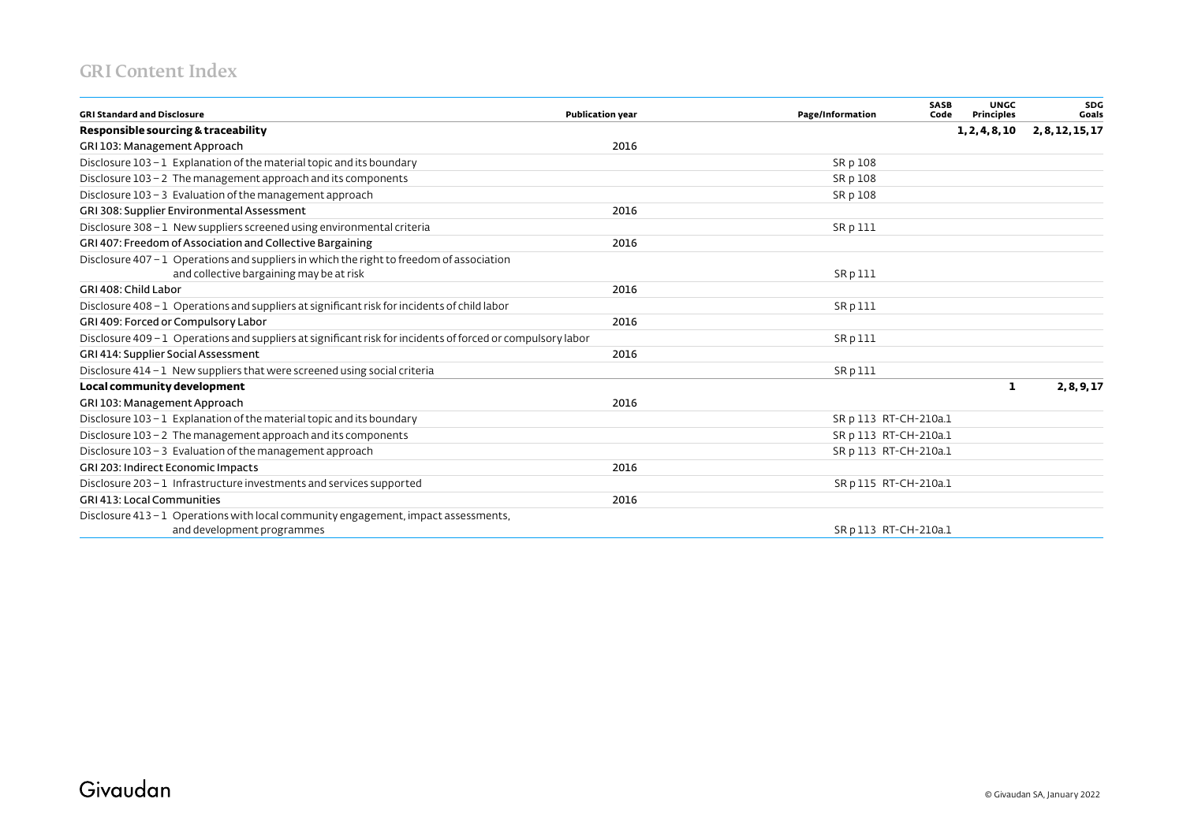## GRI Content Index

| GRI Standard and Disclosure | Publication year | Page/Information | SASB Code | UNGC Principles | SDG Goals |
|---|---|---|---|---|---|
| **Responsible sourcing & traceability** | | | | **1, 2, 4, 8, 10** | **2, 8, 12, 15, 17** |
| GRI 103: Management Approach | 2016 | | | | |
| Disclosure 103 – 1 Explanation of the material topic and its boundary | | SR p 108 | | | |
| Disclosure 103 – 2 The management approach and its components | | SR p 108 | | | |
| Disclosure 103 – 3 Evaluation of the management approach | | SR p 108 | | | |
| GRI 308: Supplier Environmental Assessment | 2016 | | | | |
| Disclosure 308 – 1 New suppliers screened using environmental criteria | | SR p 111 | | | |
| GRI 407: Freedom of Association and Collective Bargaining | 2016 | | | | |
| Disclosure 407 – 1 Operations and suppliers in which the right to freedom of association and collective bargaining may be at risk | | SR p 111 | | | |
| GRI 408: Child Labor | 2016 | | | | |
| Disclosure 408 – 1 Operations and suppliers at significant risk for incidents of child labor | | SR p 111 | | | |
| GRI 409: Forced or Compulsory Labor | 2016 | | | | |
| Disclosure 409 – 1 Operations and suppliers at significant risk for incidents of forced or compulsory labor | | SR p 111 | | | |
| GRI 414: Supplier Social Assessment | 2016 | | | | |
| Disclosure 414 – 1 New suppliers that were screened using social criteria | | SR p 111 | | | |
| **Local community development** | | | | **1** | **2, 8, 9, 17** |
| GRI 103: Management Approach | 2016 | | | | |
| Disclosure 103 – 1 Explanation of the material topic and its boundary | | SR p 113 | RT-CH-210a.1 | | |
| Disclosure 103 – 2 The management approach and its components | | SR p 113 | RT-CH-210a.1 | | |
| Disclosure 103 – 3 Evaluation of the management approach | | SR p 113 | RT-CH-210a.1 | | |
| GRI 203: Indirect Economic Impacts | 2016 | | | | |
| Disclosure 203 – 1 Infrastructure investments and services supported | | SR p 115 | RT-CH-210a.1 | | |
| GRI 413: Local Communities | 2016 | | | | |
| Disclosure 413 – 1 Operations with local community engagement, impact assessments, and development programmes | | SR p 113 | RT-CH-210a.1 | | |

Givaudan

© Givaudan SA, January 2022